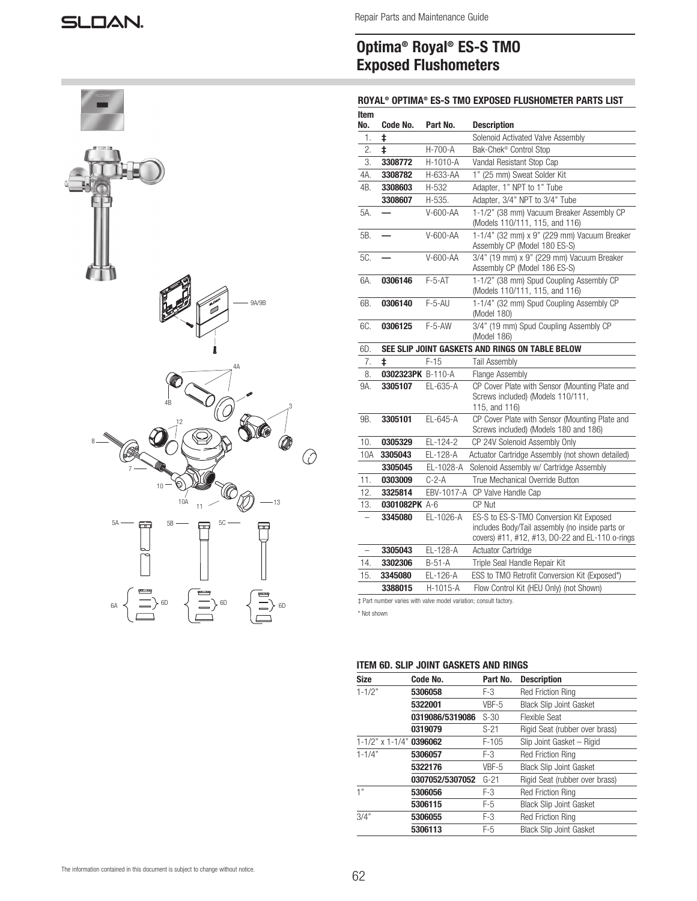Repair Parts and Maintenance Guide

# Optima® Royal® ES-S TMO Exposed Flushometers

## ROYAL® OPTIMA® ES-S TMO EXPOSED FLUSHOMETER PARTS LIST

| Item No. | Code No. | Part No. | Description |
|---|---|---|---|
| 1. | ‡ | | Solenoid Activated Valve Assembly |
| 2. | ‡ | H-700-A | Bak-Chek® Control Stop |
| 3. | **3308772** | H-1010-A | Vandal Resistant Stop Cap |
| 4A. | **3308782** | H-633-AA | 1" (25 mm) Sweat Solder Kit |
| 4B. | **3308603** | H-532 | Adapter, 1" NPT to 1" Tube |
| | **3308607** | H-535. | Adapter, 3/4" NPT to 3/4" Tube |
| 5A. | — | V-600-AA | 1-1/2" (38 mm) Vacuum Breaker Assembly CP (Models 110/111, 115, and 116) |
| 5B. | — | V-600-AA | 1-1/4" (32 mm) x 9" (229 mm) Vacuum Breaker Assembly CP (Model 180 ES-S) |
| 5C. | — | V-600-AA | 3/4" (19 mm) x 9" (229 mm) Vacuum Breaker Assembly CP (Model 186 ES-S) |
| 6A. | **0306146** | F-5-AT | 1-1/2" (38 mm) Spud Coupling Assembly CP (Models 110/111, 115, and 116) |
| 6B. | **0306140** | F-5-AU | 1-1/4" (32 mm) Spud Coupling Assembly CP (Model 180) |
| 6C. | **0306125** | F-5-AW | 3/4" (19 mm) Spud Coupling Assembly CP (Model 186) |
| 6D. | **SEE SLIP JOINT GASKETS AND RINGS ON TABLE BELOW** | | |
| 7. | ‡ | F-15 | Tail Assembly |
| 8. | **0302323PK** | B-110-A | Flange Assembly |
| 9A. | **3305107** | EL-635-A | CP Cover Plate with Sensor (Mounting Plate and Screws included) (Models 110/111, 115, and 116) |
| 9B. | **3305101** | EL-645-A | CP Cover Plate with Sensor (Mounting Plate and Screws included) (Models 180 and 186) |
| 10. | **0305329** | EL-124-2 | CP 24V Solenoid Assembly Only |
| 10A | **3305043** | EL-128-A | Actuator Cartridge Assembly (not shown detailed) |
| | **3305045** | EL-1028-A | Solenoid Assembly w/ Cartridge Assembly |
| 11. | **0303009** | C-2-A | True Mechanical Override Button |
| 12. | **3325814** | EBV-1017-A | CP Valve Handle Cap |
| 13. | **0301082PK** | A-6 | CP Nut |
| – | **3345080** | EL-1026-A | ES-S to ES-S-TMO Conversion Kit Exposed includes Body/Tail assembly (no inside parts or covers) #11, #12, #13, DO-22 and EL-110 o-rings |
| – | **3305043** | EL-128-A | Actuator Cartridge |
| 14. | **3302306** | B-51-A | Triple Seal Handle Repair Kit |
| 15. | **3345080** | EL-126-A | ESS to TMO Retrofit Conversion Kit (Exposed*) |
| | **3388015** | H-1015-A | Flow Control Kit (HEU Only) (not Shown) |

‡ Part number varies with valve model variation; consult factory.

\* Not shown

## ITEM 6D. SLIP JOINT GASKETS AND RINGS

| Size | Code No. | Part No. | Description |
|---|---|---|---|
| 1-1/2" | **5306058** | F-3 | Red Friction Ring |
| | **5322001** | VBF-5 | Black Slip Joint Gasket |
| | **0319086/5319086** | S-30 | Flexible Seat |
| | **0319079** | S-21 | Rigid Seat (rubber over brass) |
| 1-1/2" x 1-1/4" | **0396062** | F-105 | Slip Joint Gasket – Rigid |
| 1-1/4" | **5306057** | F-3 | Red Friction Ring |
| | **5322176** | VBF-5 | Black Slip Joint Gasket |
| | **0307052/5307052** | G-21 | Rigid Seat (rubber over brass) |
| 1" | **5306056** | F-3 | Red Friction Ring |
| | **5306115** | F-5 | Black Slip Joint Gasket |
| 3/4" | **5306055** | F-3 | Red Friction Ring |
| | **5306113** | F-5 | Black Slip Joint Gasket |

The information contained in this document is subject to change without notice.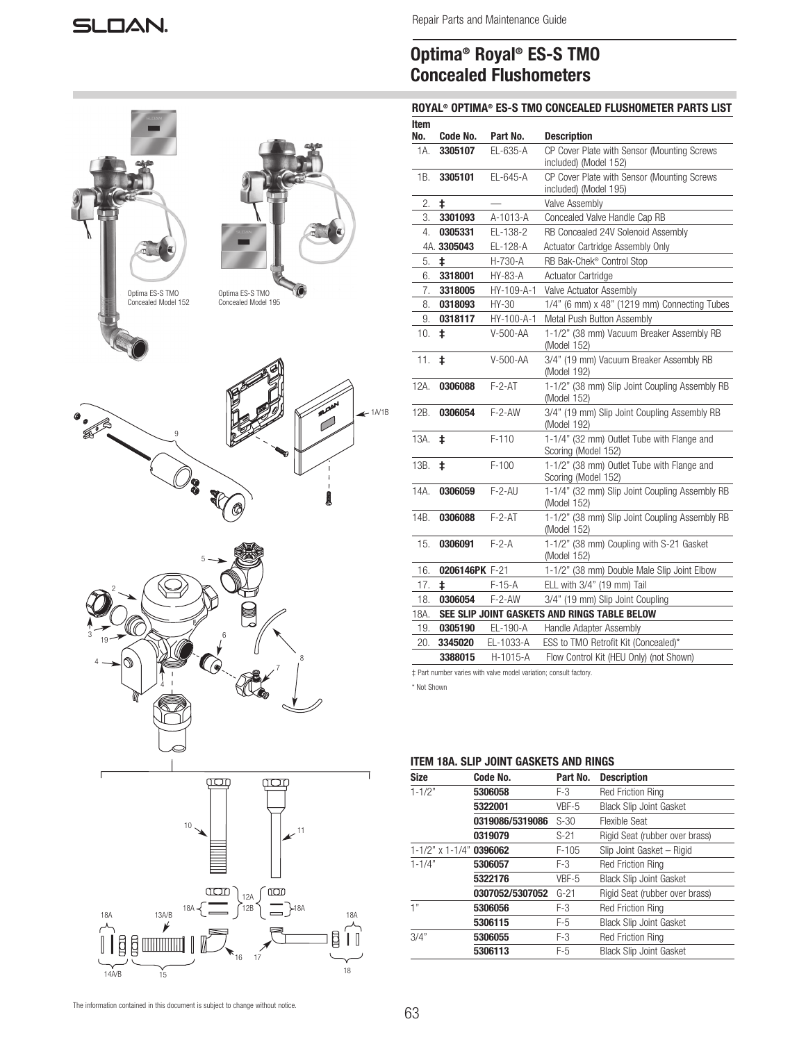Repair Parts and Maintenance Guide

# Optima® Royal® ES-S TMO Concealed Flushometers

Optima ES-S TMO Concealed Model 152

Optima ES-S TMO Concealed Model 195

## ROYAL® OPTIMA® ES-S TMO CONCEALED FLUSHOMETER PARTS LIST

| Item No. | Code No. | Part No. | Description |
|---|---|---|---|
| 1A. | **3305107** | EL-635-A | CP Cover Plate with Sensor (Mounting Screws included) (Model 152) |
| 1B. | **3305101** | EL-645-A | CP Cover Plate with Sensor (Mounting Screws included) (Model 195) |
| 2. | ‡ | — | Valve Assembly |
| 3. | **3301093** | A-1013-A | Concealed Valve Handle Cap RB |
| 4. | **0305331** | EL-138-2 | RB Concealed 24V Solenoid Assembly |
| 4A. | **3305043** | EL-128-A | Actuator Cartridge Assembly Only |
| 5. | ‡ | H-730-A | RB Bak-Chek® Control Stop |
| 6. | **3318001** | HY-83-A | Actuator Cartridge |
| 7. | **3318005** | HY-109-A-1 | Valve Actuator Assembly |
| 8. | **0318093** | HY-30 | 1/4" (6 mm) x 48" (1219 mm) Connecting Tubes |
| 9. | **0318117** | HY-100-A-1 | Metal Push Button Assembly |
| 10. | ‡ | V-500-AA | 1-1/2" (38 mm) Vacuum Breaker Assembly RB (Model 152) |
| 11. | ‡ | V-500-AA | 3/4" (19 mm) Vacuum Breaker Assembly RB (Model 192) |
| 12A. | **0306088** | F-2-AT | 1-1/2" (38 mm) Slip Joint Coupling Assembly RB (Model 152) |
| 12B. | **0306054** | F-2-AW | 3/4" (19 mm) Slip Joint Coupling Assembly RB (Model 192) |
| 13A. | ‡ | F-110 | 1-1/4" (32 mm) Outlet Tube with Flange and Scoring (Model 152) |
| 13B. | ‡ | F-100 | 1-1/2" (38 mm) Outlet Tube with Flange and Scoring (Model 152) |
| 14A. | **0306059** | F-2-AU | 1-1/4" (32 mm) Slip Joint Coupling Assembly RB (Model 152) |
| 14B. | **0306088** | F-2-AT | 1-1/2" (38 mm) Slip Joint Coupling Assembly RB (Model 152) |
| 15. | **0306091** | F-2-A | 1-1/2" (38 mm) Coupling with S-21 Gasket (Model 152) |
| 16. | **0206146PK** | F-21 | 1-1/2" (38 mm) Double Male Slip Joint Elbow |
| 17. | ‡ | F-15-A | ELL with 3/4" (19 mm) Tail |
| 18. | **0306054** | F-2-AW | 3/4" (19 mm) Slip Joint Coupling |
| 18A. | **SEE SLIP JOINT GASKETS AND RINGS TABLE BELOW** | | |
| 19. | **0305190** | EL-190-A | Handle Adapter Assembly |
| 20. | **3345020** | EL-1033-A | ESS to TMO Retrofit Kit (Concealed)* |
| | **3388015** | H-1015-A | Flow Control Kit (HEU Only) (not Shown) |

‡ Part number varies with valve model variation; consult factory.

\* Not Shown

## ITEM 18A. SLIP JOINT GASKETS AND RINGS

| Size | Code No. | Part No. | Description |
|---|---|---|---|
| 1-1/2" | **5306058** | F-3 | Red Friction Ring |
| | **5322001** | VBF-5 | Black Slip Joint Gasket |
| | **0319086/5319086** | S-30 | Flexible Seat |
| | **0319079** | S-21 | Rigid Seat (rubber over brass) |
| 1-1/2" x 1-1/4" | **0396062** | F-105 | Slip Joint Gasket – Rigid |
| 1-1/4" | **5306057** | F-3 | Red Friction Ring |
| | **5322176** | VBF-5 | Black Slip Joint Gasket |
| | **0307052/5307052** | G-21 | Rigid Seat (rubber over brass) |
| 1" | **5306056** | F-3 | Red Friction Ring |
| | **5306115** | F-5 | Black Slip Joint Gasket |
| 3/4" | **5306055** | F-3 | Red Friction Ring |
| | **5306113** | F-5 | Black Slip Joint Gasket |

The information contained in this document is subject to change without notice.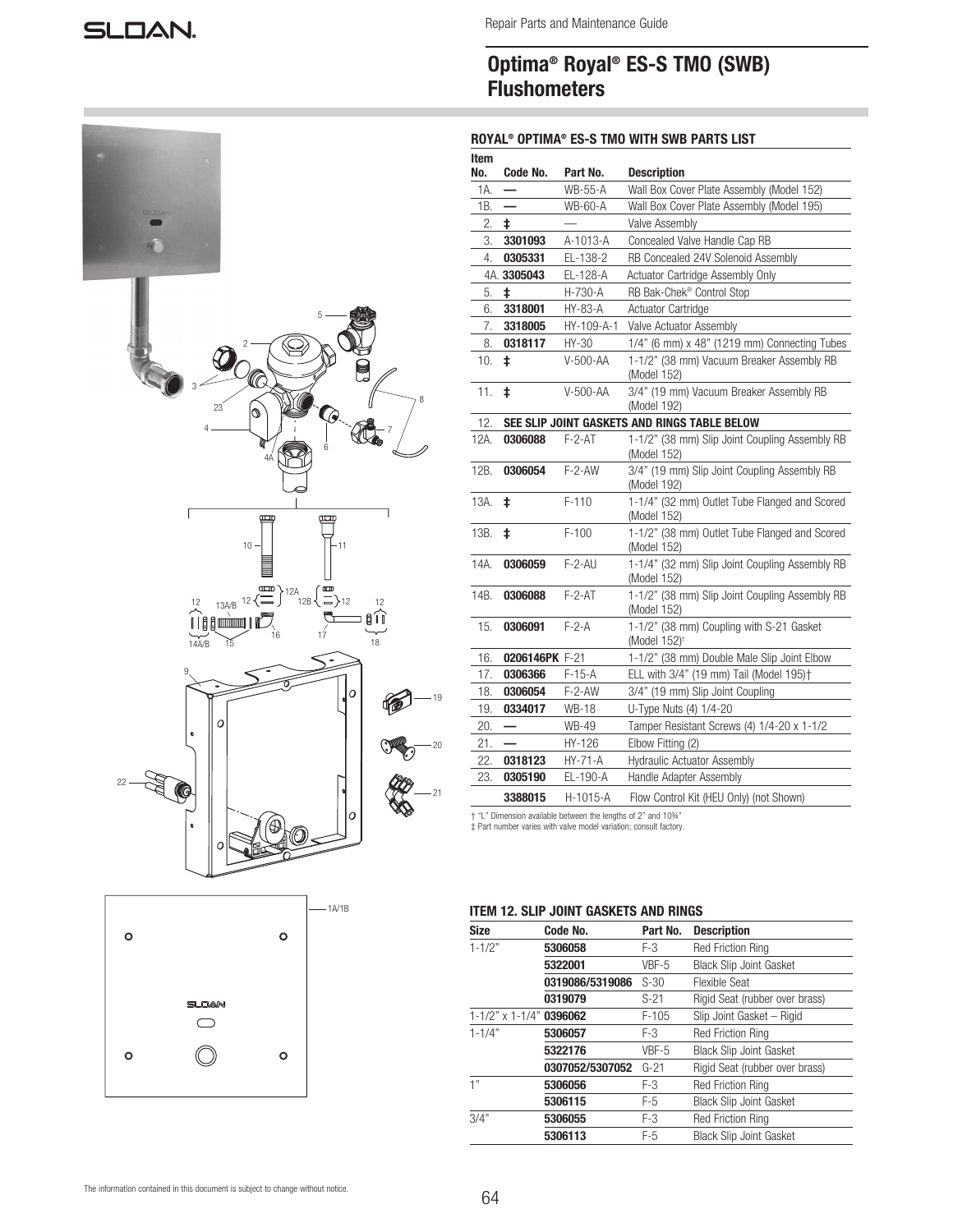Repair Parts and Maintenance Guide

# Optima® Royal® ES-S TMO (SWB) Flushometers

### ROYAL® OPTIMA® ES-S TMO WITH SWB PARTS LIST

| Item No. | Code No. | Part No. | Description |
|---|---|---|---|
| 1A. | — | WB-55-A | Wall Box Cover Plate Assembly (Model 152) |
| 1B. | — | WB-60-A | Wall Box Cover Plate Assembly (Model 195) |
| 2. | ‡ | — | Valve Assembly |
| 3. | **3301093** | A-1013-A | Concealed Valve Handle Cap RB |
| 4. | **0305331** | EL-138-2 | RB Concealed 24V Solenoid Assembly |
| 4A. | **3305043** | EL-128-A | Actuator Cartridge Assembly Only |
| 5. | ‡ | H-730-A | RB Bak-Chek® Control Stop |
| 6. | **3318001** | HY-83-A | Actuator Cartridge |
| 7. | **3318005** | HY-109-A-1 | Valve Actuator Assembly |
| 8. | **0318117** | HY-30 | 1/4" (6 mm) x 48" (1219 mm) Connecting Tubes |
| 10. | ‡ | V-500-AA | 1-1/2" (38 mm) Vacuum Breaker Assembly RB (Model 152) |
| 11. | ‡ | V-500-AA | 3/4" (19 mm) Vacuum Breaker Assembly RB (Model 192) |
| 12. | **SEE SLIP JOINT GASKETS AND RINGS TABLE BELOW** | | |
| 12A. | **0306088** | F-2-AT | 1-1/2" (38 mm) Slip Joint Coupling Assembly RB (Model 152) |
| 12B. | **0306054** | F-2-AW | 3/4" (19 mm) Slip Joint Coupling Assembly RB (Model 192) |
| 13A. | ‡ | F-110 | 1-1/4" (32 mm) Outlet Tube Flanged and Scored (Model 152) |
| 13B. | ‡ | F-100 | 1-1/2" (38 mm) Outlet Tube Flanged and Scored (Model 152) |
| 14A. | **0306059** | F-2-AU | 1-1/4" (32 mm) Slip Joint Coupling Assembly RB (Model 152) |
| 14B. | **0306088** | F-2-AT | 1-1/2" (38 mm) Slip Joint Coupling Assembly RB (Model 152) |
| 15. | **0306091** | F-2-A | 1-1/2" (38 mm) Coupling with S-21 Gasket (Model 152)† |
| 16. | **0206146PK** | F-21 | 1-1/2" (38 mm) Double Male Slip Joint Elbow |
| 17. | **0306366** | F-15-A | ELL with 3/4" (19 mm) Tail (Model 195)† |
| 18. | **0306054** | F-2-AW | 3/4" (19 mm) Slip Joint Coupling |
| 19. | **0334017** | WB-18 | U-Type Nuts (4) 1/4-20 |
| 20. | — | WB-49 | Tamper Resistant Screws (4) 1/4-20 x 1-1/2 |
| 21. | — | HY-126 | Elbow Fitting (2) |
| 22. | **0318123** | HY-71-A | Hydraulic Actuator Assembly |
| 23. | **0305190** | EL-190-A | Handle Adapter Assembly |
| | **3388015** | H-1015-A | Flow Control Kit (HEU Only) (not Shown) |

† "L" Dimension available between the lengths of 2" and 10¾"
‡ Part number varies with valve model variation; consult factory.

### ITEM 12. SLIP JOINT GASKETS AND RINGS

| Size | Code No. | Part No. | Description |
|---|---|---|---|
| 1-1/2" | **5306058** | F-3 | Red Friction Ring |
| | **5322001** | VBF-5 | Black Slip Joint Gasket |
| | **0319086/5319086** | S-30 | Flexible Seat |
| | **0319079** | S-21 | Rigid Seat (rubber over brass) |
| 1-1/2" x 1-1/4" | **0396062** | F-105 | Slip Joint Gasket – Rigid |
| 1-1/4" | **5306057** | F-3 | Red Friction Ring |
| | **5322176** | VBF-5 | Black Slip Joint Gasket |
| | **0307052/5307052** | G-21 | Rigid Seat (rubber over brass) |
| 1" | **5306056** | F-3 | Red Friction Ring |
| | **5306115** | F-5 | Black Slip Joint Gasket |
| 3/4" | **5306055** | F-3 | Red Friction Ring |
| | **5306113** | F-5 | Black Slip Joint Gasket |

The information contained in this document is subject to change without notice.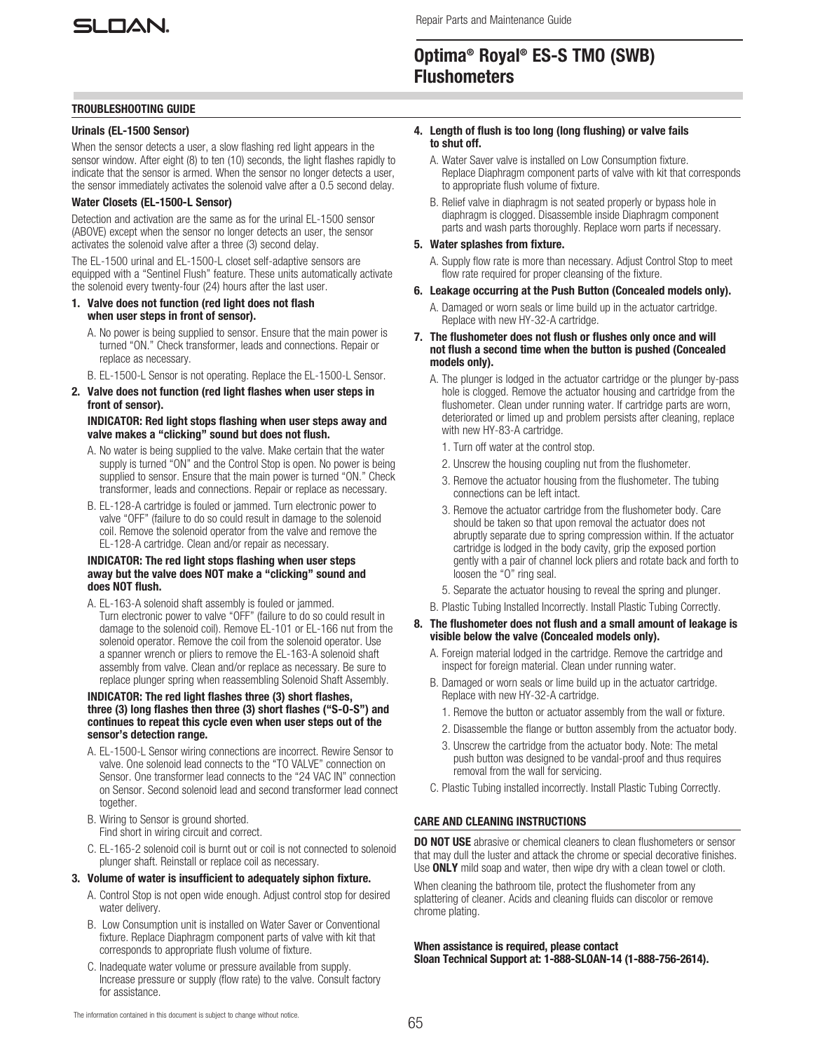# Optima® Royal® ES-S TMO (SWB) Flushometers

## TROUBLESHOOTING GUIDE

### Urinals (EL-1500 Sensor)

When the sensor detects a user, a slow flashing red light appears in the sensor window. After eight (8) to ten (10) seconds, the light flashes rapidly to indicate that the sensor is armed. When the sensor no longer detects a user, the sensor immediately activates the solenoid valve after a 0.5 second delay.

### Water Closets (EL-1500-L Sensor)

Detection and activation are the same as for the urinal EL-1500 sensor (ABOVE) except when the sensor no longer detects an user, the sensor activates the solenoid valve after a three (3) second delay.

The EL-1500 urinal and EL-1500-L closet self-adaptive sensors are equipped with a "Sentinel Flush" feature. These units automatically activate the solenoid every twenty-four (24) hours after the last user.

**1. Valve does not function (red light does not flash when user steps in front of sensor).**

A. No power is being supplied to sensor. Ensure that the main power is turned "ON." Check transformer, leads and connections. Repair or replace as necessary.

B. EL-1500-L Sensor is not operating. Replace the EL-1500-L Sensor.

**2. Valve does not function (red light flashes when user steps in front of sensor).**

**INDICATOR: Red light stops flashing when user steps away and valve makes a "clicking" sound but does not flush.**

A. No water is being supplied to the valve. Make certain that the water supply is turned "ON" and the Control Stop is open. No power is being supplied to sensor. Ensure that the main power is turned "ON." Check transformer, leads and connections. Repair or replace as necessary.

B. EL-128-A cartridge is fouled or jammed. Turn electronic power to valve "OFF" (failure to do so could result in damage to the solenoid coil. Remove the solenoid operator from the valve and remove the EL-128-A cartridge. Clean and/or repair as necessary.

**INDICATOR: The red light stops flashing when user steps away but the valve does NOT make a "clicking" sound and does NOT flush.**

A. EL-163-A solenoid shaft assembly is fouled or jammed. Turn electronic power to valve "OFF" (failure to do so could result in damage to the solenoid coil). Remove EL-101 or EL-166 nut from the solenoid operator. Remove the coil from the solenoid operator. Use a spanner wrench or pliers to remove the EL-163-A solenoid shaft assembly from valve. Clean and/or replace as necessary. Be sure to replace plunger spring when reassembling Solenoid Shaft Assembly.

**INDICATOR: The red light flashes three (3) short flashes, three (3) long flashes then three (3) short flashes ("S-O-S") and continues to repeat this cycle even when user steps out of the sensor's detection range.**

A. EL-1500-L Sensor wiring connections are incorrect. Rewire Sensor to valve. One solenoid lead connects to the "TO VALVE" connection on Sensor. One transformer lead connects to the "24 VAC IN" connection on Sensor. Second solenoid lead and second transformer lead connect together.

B. Wiring to Sensor is ground shorted. Find short in wiring circuit and correct.

C. EL-165-2 solenoid coil is burnt out or coil is not connected to solenoid plunger shaft. Reinstall or replace coil as necessary.

**3. Volume of water is insufficient to adequately siphon fixture.**

A. Control Stop is not open wide enough. Adjust control stop for desired water delivery.

B. Low Consumption unit is installed on Water Saver or Conventional fixture. Replace Diaphragm component parts of valve with kit that corresponds to appropriate flush volume of fixture.

C. Inadequate water volume or pressure available from supply. Increase pressure or supply (flow rate) to the valve. Consult factory for assistance.

**4. Length of flush is too long (long flushing) or valve fails to shut off.**

A. Water Saver valve is installed on Low Consumption fixture. Replace Diaphragm component parts of valve with kit that corresponds to appropriate flush volume of fixture.

B. Relief valve in diaphragm is not seated properly or bypass hole in diaphragm is clogged. Disassemble inside Diaphragm component parts and wash parts thoroughly. Replace worn parts if necessary.

**5. Water splashes from fixture.**

A. Supply flow rate is more than necessary. Adjust Control Stop to meet flow rate required for proper cleansing of the fixture.

**6. Leakage occurring at the Push Button (Concealed models only).**

A. Damaged or worn seals or lime build up in the actuator cartridge. Replace with new HY-32-A cartridge.

**7. The flushometer does not flush or flushes only once and will not flush a second time when the button is pushed (Concealed models only).**

A. The plunger is lodged in the actuator cartridge or the plunger by-pass hole is clogged. Remove the actuator housing and cartridge from the flushometer. Clean under running water. If cartridge parts are worn, deteriorated or limed up and problem persists after cleaning, replace with new HY-83-A cartridge.

1. Turn off water at the control stop.
2. Unscrew the housing coupling nut from the flushometer.
3. Remove the actuator housing from the flushometer. The tubing connections can be left intact.
3. Remove the actuator cartridge from the flushometer body. Care should be taken so that upon removal the actuator does not abruptly separate due to spring compression within. If the actuator cartridge is lodged in the body cavity, grip the exposed portion gently with a pair of channel lock pliers and rotate back and forth to loosen the "O" ring seal.
5. Separate the actuator housing to reveal the spring and plunger.

B. Plastic Tubing Installed Incorrectly. Install Plastic Tubing Correctly.

**8. The flushometer does not flush and a small amount of leakage is visible below the valve (Concealed models only).**

A. Foreign material lodged in the cartridge. Remove the cartridge and inspect for foreign material. Clean under running water.

B. Damaged or worn seals or lime build up in the actuator cartridge. Replace with new HY-32-A cartridge.

1. Remove the button or actuator assembly from the wall or fixture.
2. Disassemble the flange or button assembly from the actuator body.
3. Unscrew the cartridge from the actuator body. Note: The metal push button was designed to be vandal-proof and thus requires removal from the wall for servicing.

C. Plastic Tubing installed incorrectly. Install Plastic Tubing Correctly.

## CARE AND CLEANING INSTRUCTIONS

**DO NOT USE** abrasive or chemical cleaners to clean flushometers or sensor that may dull the luster and attack the chrome or special decorative finishes. Use **ONLY** mild soap and water, then wipe dry with a clean towel or cloth.

When cleaning the bathroom tile, protect the flushometer from any splattering of cleaner. Acids and cleaning fluids can discolor or remove chrome plating.

**When assistance is required, please contact Sloan Technical Support at: 1-888-SLOAN-14 (1-888-756-2614).**

The information contained in this document is subject to change without notice.